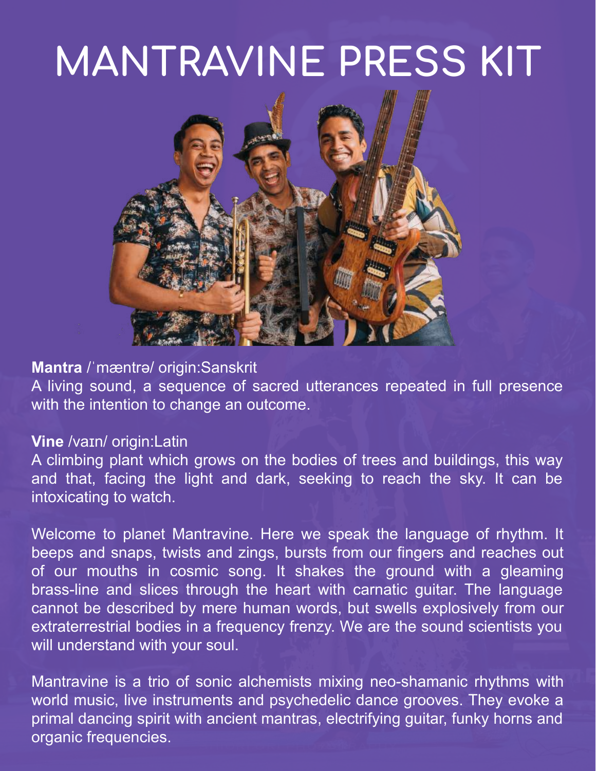# MANTRAVINE PRESS KIT

**Mantra** /ˈmæntrə/ origin:Sanskrit
A living sound, a sequence of sacred utterances repeated in full presence with the intention to change an outcome.

**Vine** /vaɪn/ origin:Latin
A climbing plant which grows on the bodies of trees and buildings, this way and that, facing the light and dark, seeking to reach the sky. It can be intoxicating to watch.

Welcome to planet Mantravine. Here we speak the language of rhythm. It beeps and snaps, twists and zings, bursts from our fingers and reaches out of our mouths in cosmic song. It shakes the ground with a gleaming brass-line and slices through the heart with carnatic guitar. The language cannot be described by mere human words, but swells explosively from our extraterrestrial bodies in a frequency frenzy. We are the sound scientists you will understand with your soul.

Mantravine is a trio of sonic alchemists mixing neo-shamanic rhythms with world music, live instruments and psychedelic dance grooves. They evoke a primal dancing spirit with ancient mantras, electrifying guitar, funky horns and organic frequencies.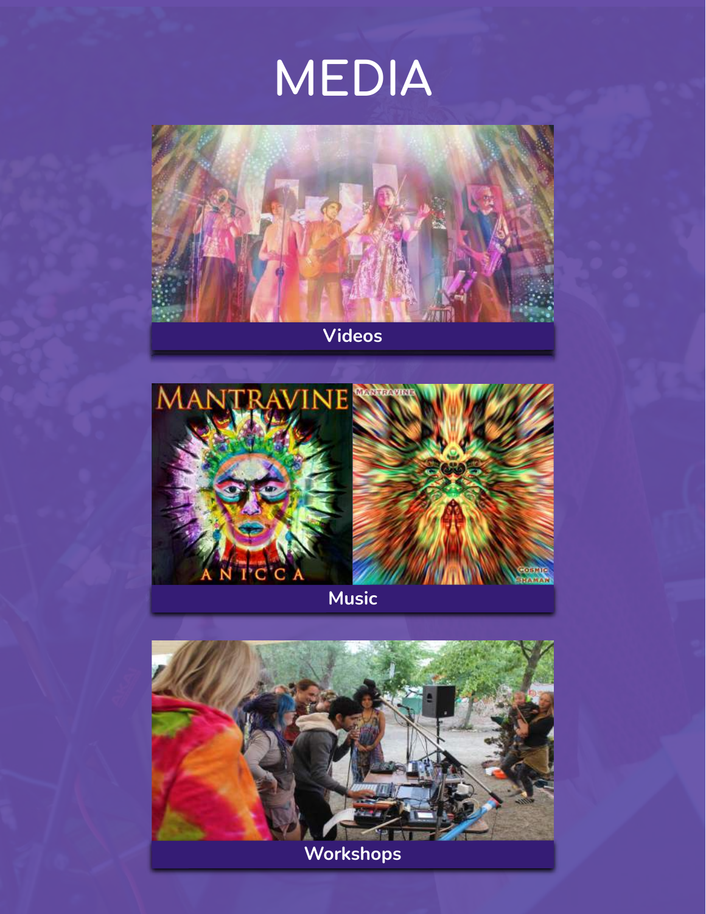# MEDIA

Videos

Music

Workshops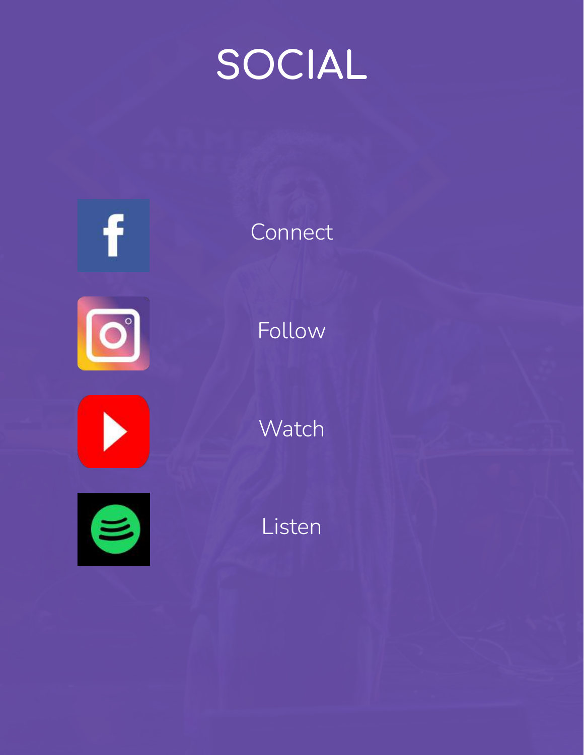# SOCIAL

Connect

Follow

Watch

Listen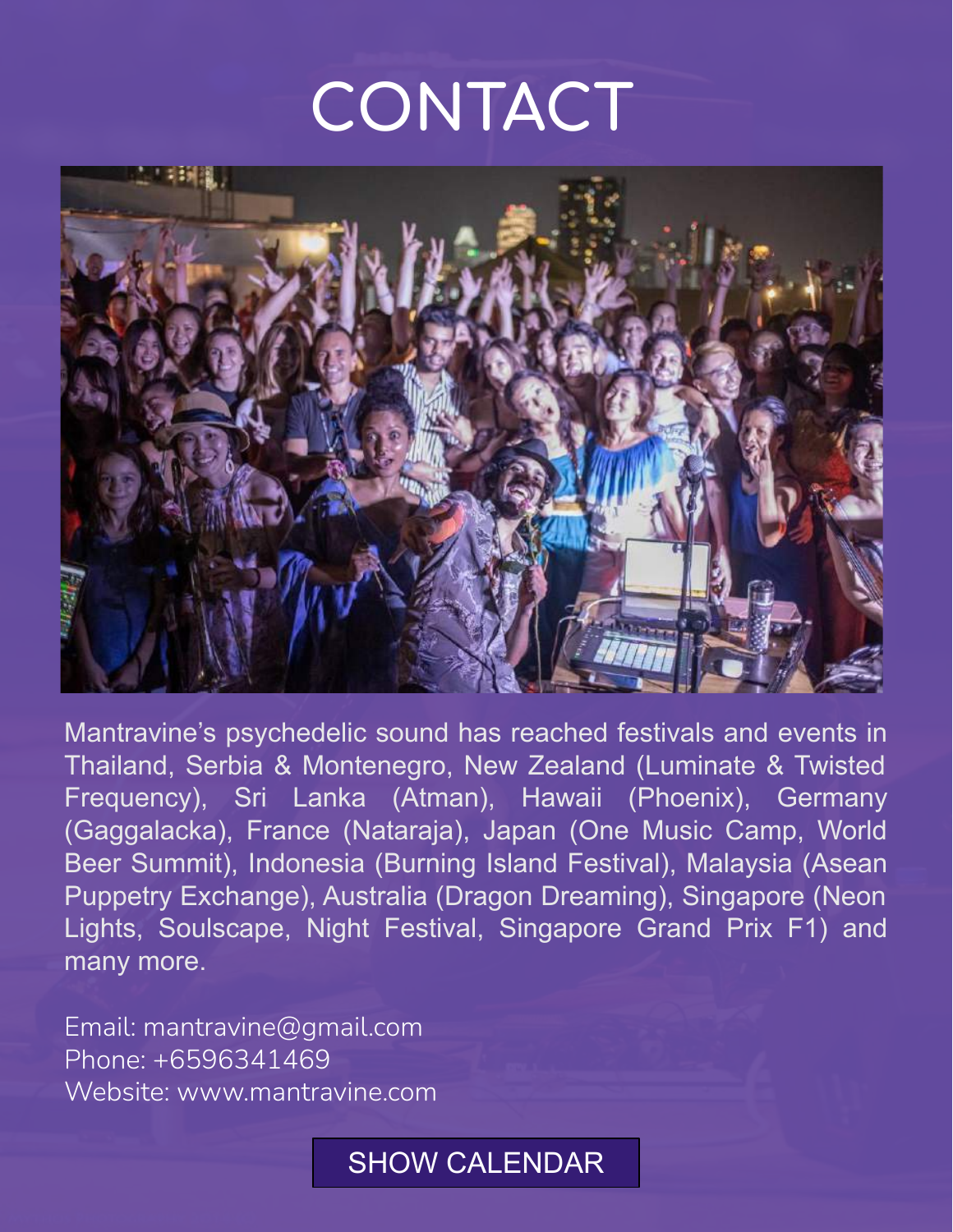# CONTACT

Mantravine's psychedelic sound has reached festivals and events in Thailand, Serbia & Montenegro, New Zealand (Luminate & Twisted Frequency), Sri Lanka (Atman), Hawaii (Phoenix), Germany (Gaggalacka), France (Nataraja), Japan (One Music Camp, World Beer Summit), Indonesia (Burning Island Festival), Malaysia (Asean Puppetry Exchange), Australia (Dragon Dreaming), Singapore (Neon Lights, Soulscape, Night Festival, Singapore Grand Prix F1) and many more.

Email: mantravine@gmail.com
Phone: +6596341469
Website: www.mantravine.com

SHOW CALENDAR